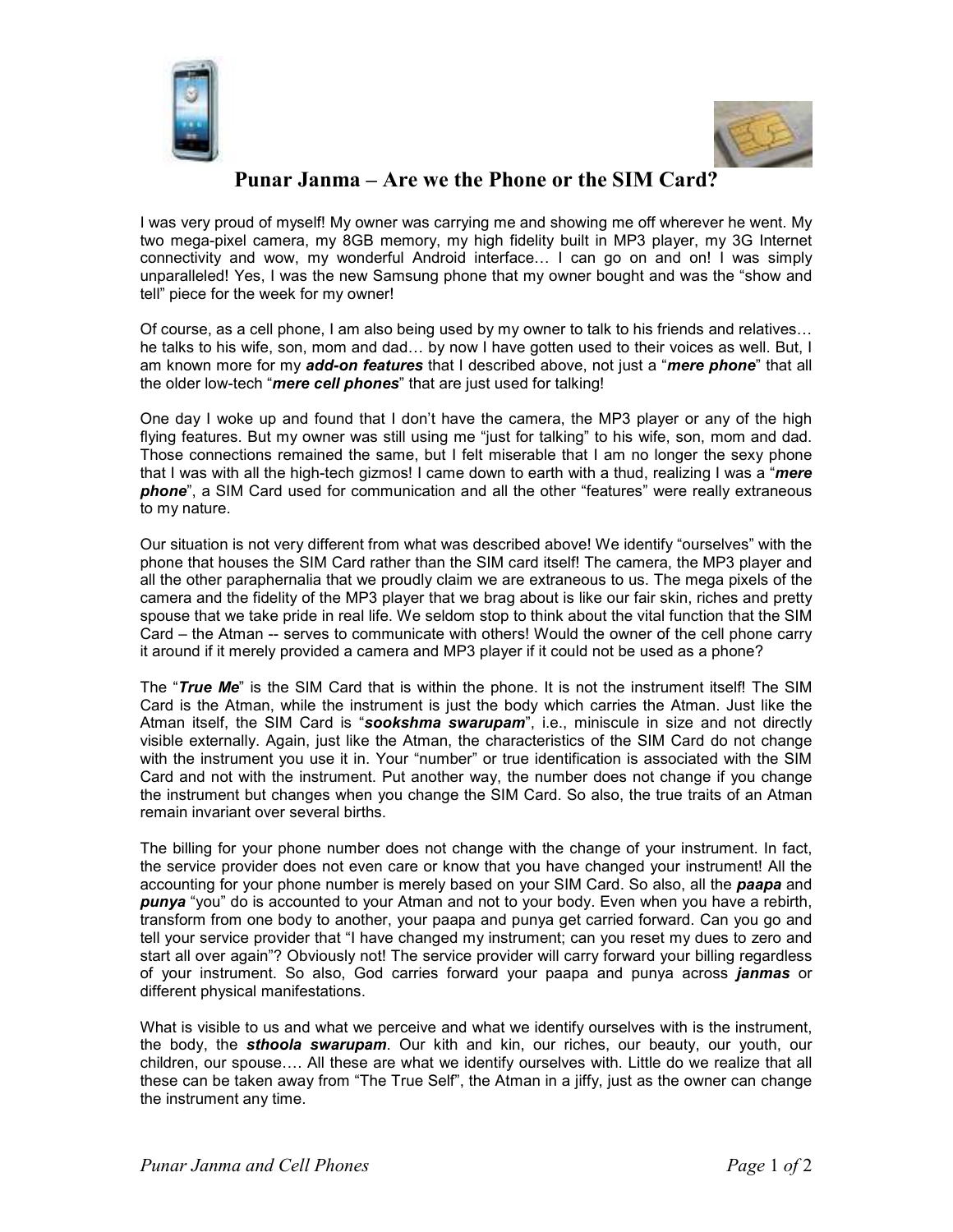# Punar Janma – Are we the Phone or the SIM Card?

I was very proud of myself! My owner was carrying me and showing me off wherever he went. My two mega-pixel camera, my 8GB memory, my high fidelity built in MP3 player, my 3G Internet connectivity and wow, my wonderful Android interface… I can go on and on! I was simply unparalleled! Yes, I was the new Samsung phone that my owner bought and was the "show and tell" piece for the week for my owner!

Of course, as a cell phone, I am also being used by my owner to talk to his friends and relatives… he talks to his wife, son, mom and dad… by now I have gotten used to their voices as well. But, I am known more for my ***add-on features*** that I described above, not just a "***mere phone***" that all the older low-tech "***mere cell phones***" that are just used for talking!

One day I woke up and found that I don't have the camera, the MP3 player or any of the high flying features. But my owner was still using me "just for talking" to his wife, son, mom and dad. Those connections remained the same, but I felt miserable that I am no longer the sexy phone that I was with all the high-tech gizmos! I came down to earth with a thud, realizing I was a "***mere phone***", a SIM Card used for communication and all the other "features" were really extraneous to my nature.

Our situation is not very different from what was described above! We identify "ourselves" with the phone that houses the SIM Card rather than the SIM card itself! The camera, the MP3 player and all the other paraphernalia that we proudly claim we are extraneous to us. The mega pixels of the camera and the fidelity of the MP3 player that we brag about is like our fair skin, riches and pretty spouse that we take pride in real life. We seldom stop to think about the vital function that the SIM Card – the Atman -- serves to communicate with others! Would the owner of the cell phone carry it around if it merely provided a camera and MP3 player if it could not be used as a phone?

The "***True Me***" is the SIM Card that is within the phone. It is not the instrument itself! The SIM Card is the Atman, while the instrument is just the body which carries the Atman. Just like the Atman itself, the SIM Card is "***sookshma swarupam***", i.e., miniscule in size and not directly visible externally. Again, just like the Atman, the characteristics of the SIM Card do not change with the instrument you use it in. Your "number" or true identification is associated with the SIM Card and not with the instrument. Put another way, the number does not change if you change the instrument but changes when you change the SIM Card. So also, the true traits of an Atman remain invariant over several births.

The billing for your phone number does not change with the change of your instrument. In fact, the service provider does not even care or know that you have changed your instrument! All the accounting for your phone number is merely based on your SIM Card. So also, all the ***paapa*** and ***punya*** "you" do is accounted to your Atman and not to your body. Even when you have a rebirth, transform from one body to another, your paapa and punya get carried forward. Can you go and tell your service provider that "I have changed my instrument; can you reset my dues to zero and start all over again"? Obviously not! The service provider will carry forward your billing regardless of your instrument. So also, God carries forward your paapa and punya across ***janmas*** or different physical manifestations.

What is visible to us and what we perceive and what we identify ourselves with is the instrument, the body, the ***sthoola swarupam***. Our kith and kin, our riches, our beauty, our youth, our children, our spouse…. All these are what we identify ourselves with. Little do we realize that all these can be taken away from "The True Self", the Atman in a jiffy, just as the owner can change the instrument any time.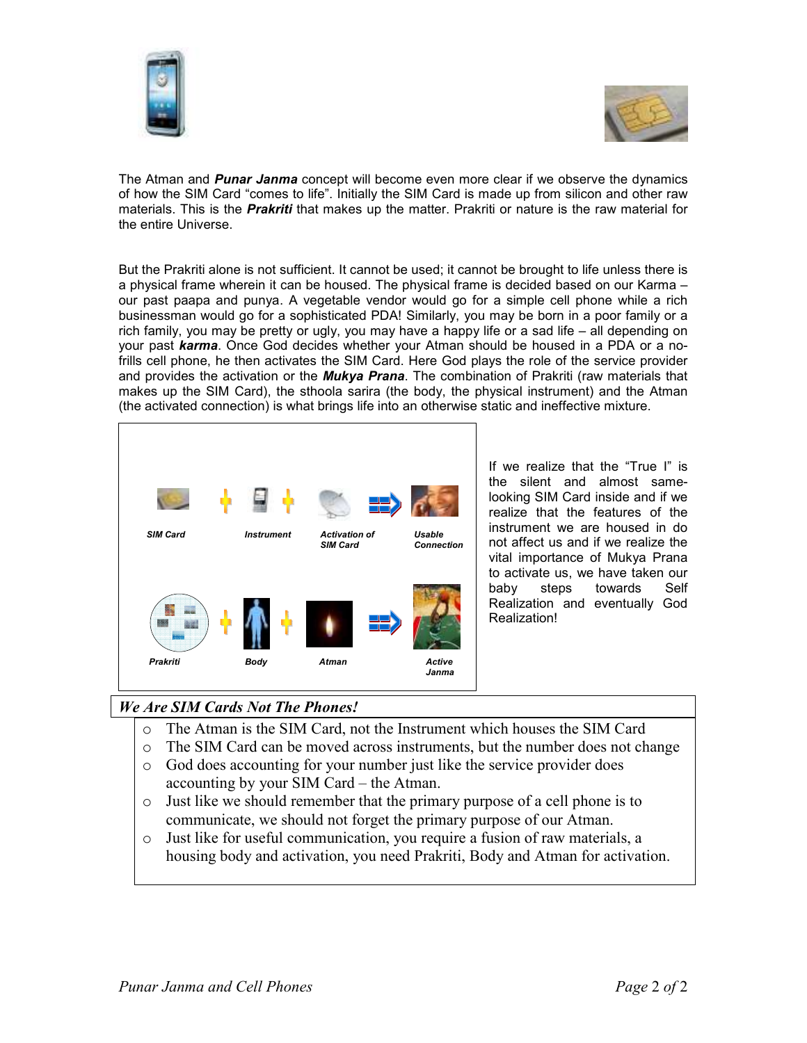The Atman and ***Punar Janma*** concept will become even more clear if we observe the dynamics of how the SIM Card "comes to life". Initially the SIM Card is made up from silicon and other raw materials. This is the ***Prakriti*** that makes up the matter. Prakriti or nature is the raw material for the entire Universe.

But the Prakriti alone is not sufficient. It cannot be used; it cannot be brought to life unless there is a physical frame wherein it can be housed. The physical frame is decided based on our Karma – our past paapa and punya. A vegetable vendor would go for a simple cell phone while a rich businessman would go for a sophisticated PDA! Similarly, you may be born in a poor family or a rich family, you may be pretty or ugly, you may have a happy life or a sad life – all depending on your past ***karma***. Once God decides whether your Atman should be housed in a PDA or a no-frills cell phone, he then activates the SIM Card. Here God plays the role of the service provider and provides the activation or the ***Mukya Prana***. The combination of Prakriti (raw materials that makes up the SIM Card), the sthoola sarira (the body, the physical instrument) and the Atman (the activated connection) is what brings life into an otherwise static and ineffective mixture.

*SIM Card* + *Instrument* + *Activation of SIM Card* ⇒ *Usable Connection*

*Prakriti* + *Body* + *Atman* ⇒ *Active Janma*

If we realize that the "True I" is the silent and almost same-looking SIM Card inside and if we realize that the features of the instrument we are housed in do not affect us and if we realize the vital importance of Mukya Prana to activate us, we have taken our baby steps towards Self Realization and eventually God Realization!

### *We Are SIM Cards Not The Phones!*

- The Atman is the SIM Card, not the Instrument which houses the SIM Card
- The SIM Card can be moved across instruments, but the number does not change
- God does accounting for your number just like the service provider does accounting by your SIM Card – the Atman.
- Just like we should remember that the primary purpose of a cell phone is to communicate, we should not forget the primary purpose of our Atman.
- Just like for useful communication, you require a fusion of raw materials, a housing body and activation, you need Prakriti, Body and Atman for activation.